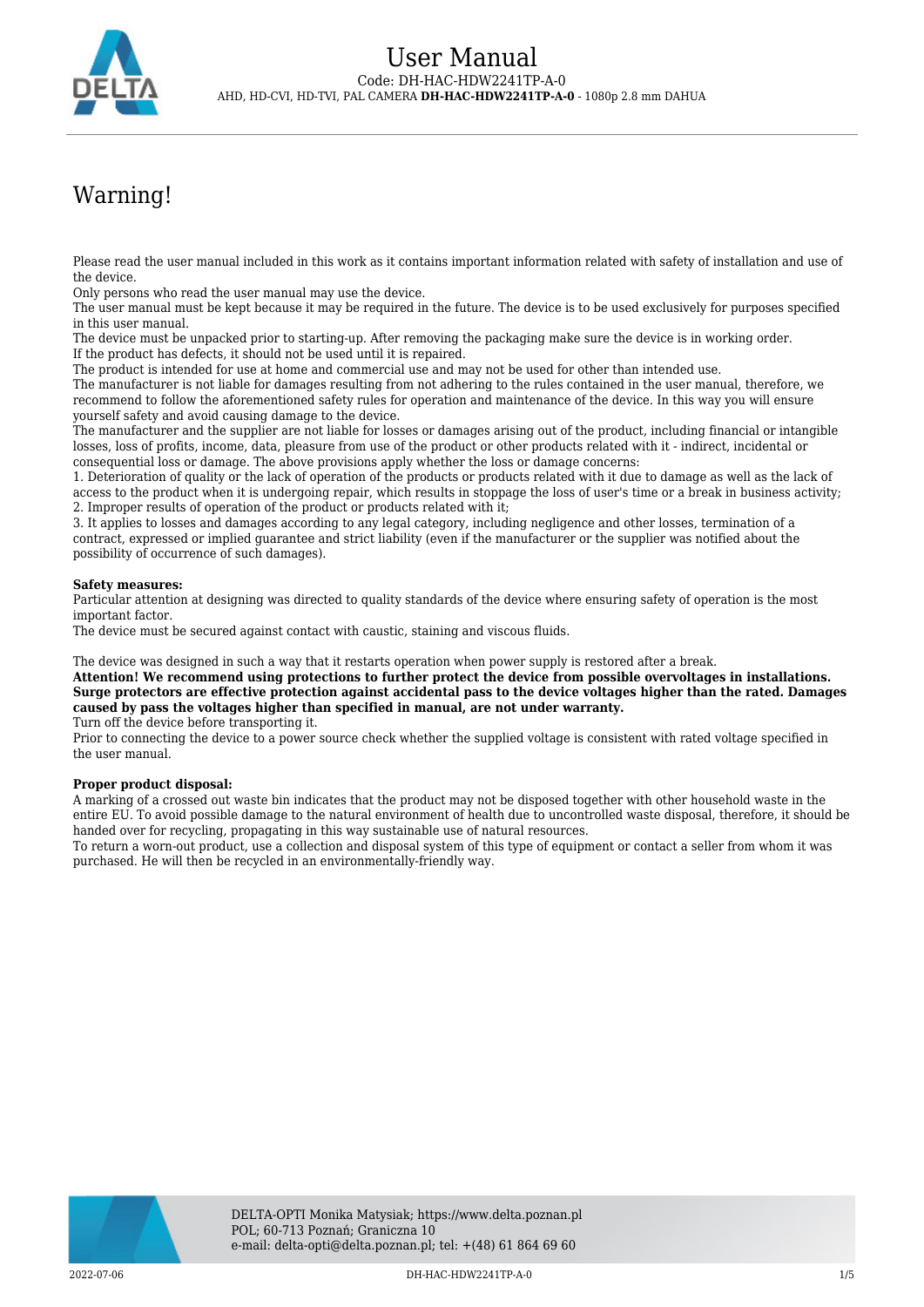# User Manual

Code: DH-HAC-HDW2241TP-A-0

AHD, HD-CVI, HD-TVI, PAL CAMERA **DH-HAC-HDW2241TP-A-0** - 1080p 2.8 mm DAHUA

## Warning!

Please read the user manual included in this work as it contains important information related with safety of installation and use of the device.
Only persons who read the user manual may use the device.
The user manual must be kept because it may be required in the future. The device is to be used exclusively for purposes specified in this user manual.
The device must be unpacked prior to starting-up. After removing the packaging make sure the device is in working order.
If the product has defects, it should not be used until it is repaired.
The product is intended for use at home and commercial use and may not be used for other than intended use.
The manufacturer is not liable for damages resulting from not adhering to the rules contained in the user manual, therefore, we recommend to follow the aforementioned safety rules for operation and maintenance of the device. In this way you will ensure yourself safety and avoid causing damage to the device.
The manufacturer and the supplier are not liable for losses or damages arising out of the product, including financial or intangible losses, loss of profits, income, data, pleasure from use of the product or other products related with it - indirect, incidental or consequential loss or damage. The above provisions apply whether the loss or damage concerns:
1. Deterioration of quality or the lack of operation of the products or products related with it due to damage as well as the lack of access to the product when it is undergoing repair, which results in stoppage the loss of user's time or a break in business activity;
2. Improper results of operation of the product or products related with it;
3. It applies to losses and damages according to any legal category, including negligence and other losses, termination of a contract, expressed or implied guarantee and strict liability (even if the manufacturer or the supplier was notified about the possibility of occurrence of such damages).

**Safety measures:**
Particular attention at designing was directed to quality standards of the device where ensuring safety of operation is the most important factor.
The device must be secured against contact with caustic, staining and viscous fluids.

The device was designed in such a way that it restarts operation when power supply is restored after a break.
**Attention! We recommend using protections to further protect the device from possible overvoltages in installations. Surge protectors are effective protection against accidental pass to the device voltages higher than the rated. Damages caused by pass the voltages higher than specified in manual, are not under warranty.**
Turn off the device before transporting it.
Prior to connecting the device to a power source check whether the supplied voltage is consistent with rated voltage specified in the user manual.

**Proper product disposal:**
A marking of a crossed out waste bin indicates that the product may not be disposed together with other household waste in the entire EU. To avoid possible damage to the natural environment of health due to uncontrolled waste disposal, therefore, it should be handed over for recycling, propagating in this way sustainable use of natural resources.
To return a worn-out product, use a collection and disposal system of this type of equipment or contact a seller from whom it was purchased. He will then be recycled in an environmentally-friendly way.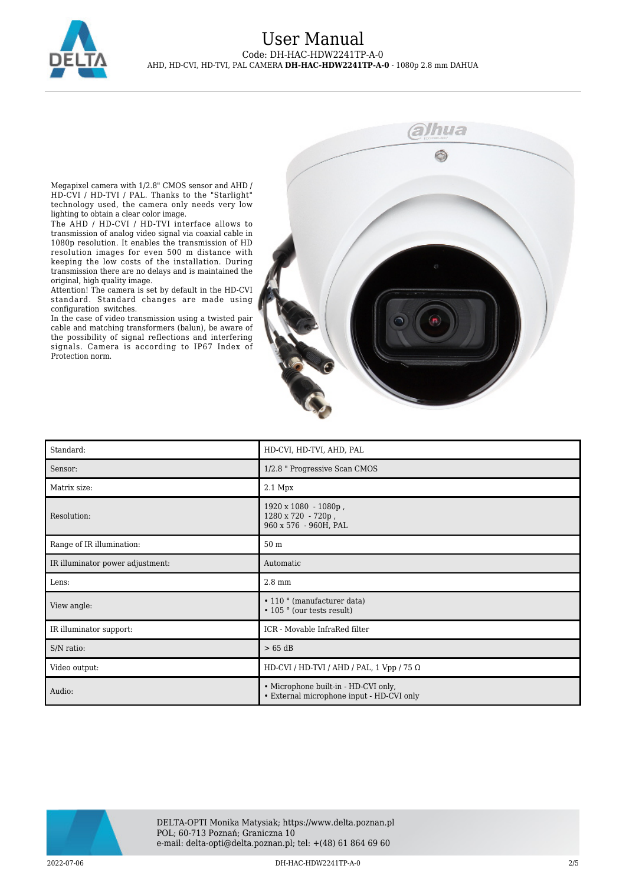Megapixel camera with 1/2.8" CMOS sensor and AHD / HD-CVI / HD-TVI / PAL. Thanks to the "Starlight" technology used, the camera only needs very low lighting to obtain a clear color image.
The AHD / HD-CVI / HD-TVI interface allows to transmission of analog video signal via coaxial cable in 1080p resolution. It enables the transmission of HD resolution images for even 500 m distance with keeping the low costs of the installation. During transmission there are no delays and is maintained the original, high quality image.
Attention! The camera is set by default in the HD-CVI standard. Standard changes are made using configuration switches.
In the case of video transmission using a twisted pair cable and matching transformers (balun), be aware of the possibility of signal reflections and interfering signals. Camera is according to IP67 Index of Protection norm.

| Standard: | HD-CVI, HD-TVI, AHD, PAL |
|---|---|
| Sensor: | 1/2.8 " Progressive Scan CMOS |
| Matrix size: | 2.1 Mpx |
| Resolution: | 1920 x 1080 - 1080p ,<br>1280 x 720 - 720p ,<br>960 x 576 - 960H, PAL |
| Range of IR illumination: | 50 m |
| IR illuminator power adjustment: | Automatic |
| Lens: | 2.8 mm |
| View angle: | • 110 ° (manufacturer data)<br>• 105 ° (our tests result) |
| IR illuminator support: | ICR - Movable InfraRed filter |
| S/N ratio: | > 65 dB |
| Video output: | HD-CVI / HD-TVI / AHD / PAL, 1 Vpp / 75 Ω |
| Audio: | • Microphone built-in - HD-CVI only,<br>• External microphone input - HD-CVI only |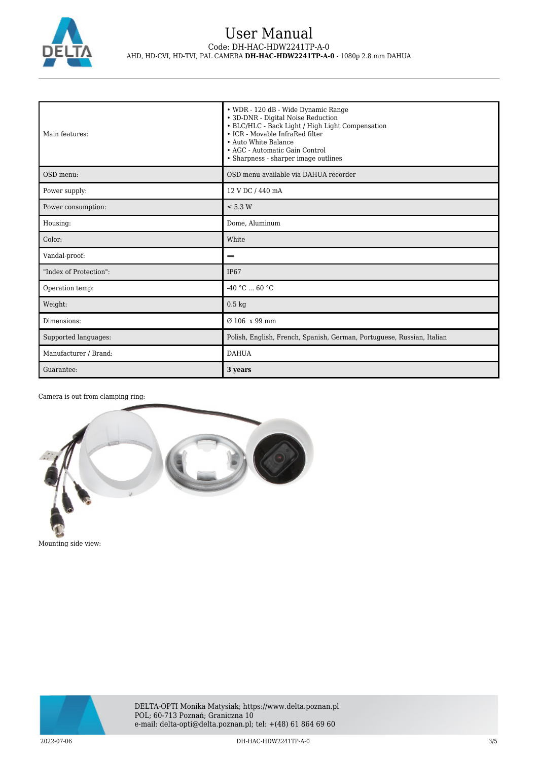| Main features: | • WDR - 120 dB - Wide Dynamic Range<br>• 3D-DNR - Digital Noise Reduction<br>• BLC/HLC - Back Light / High Light Compensation<br>• ICR - Movable InfraRed filter<br>• Auto White Balance<br>• AGC - Automatic Gain Control<br>• Sharpness - sharper image outlines |
|---|---|
| OSD menu: | OSD menu available via DAHUA recorder |
| Power supply: | 12 V DC / 440 mA |
| Power consumption: | ≤ 5.3 W |
| Housing: | Dome, Aluminum |
| Color: | White |
| Vandal-proof: | – |
| "Index of Protection": | IP67 |
| Operation temp: | -40 °C ... 60 °C |
| Weight: | 0.5 kg |
| Dimensions: | Ø 106 x 99 mm |
| Supported languages: | Polish, English, French, Spanish, German, Portuguese, Russian, Italian |
| Manufacturer / Brand: | DAHUA |
| Guarantee: | **3 years** |

Camera is out from clamping ring:

Mounting side view: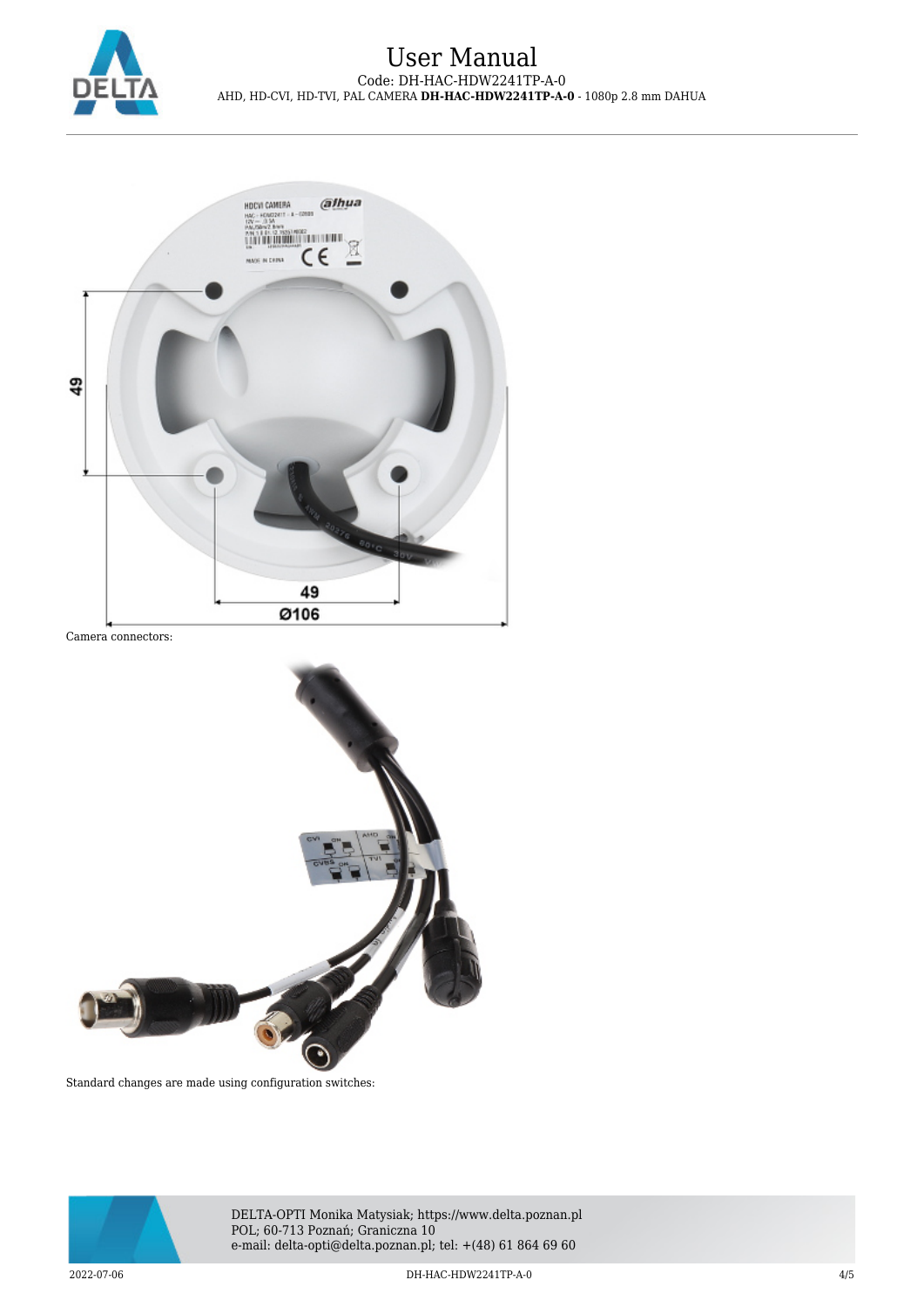Camera connectors:

Standard changes are made using configuration switches: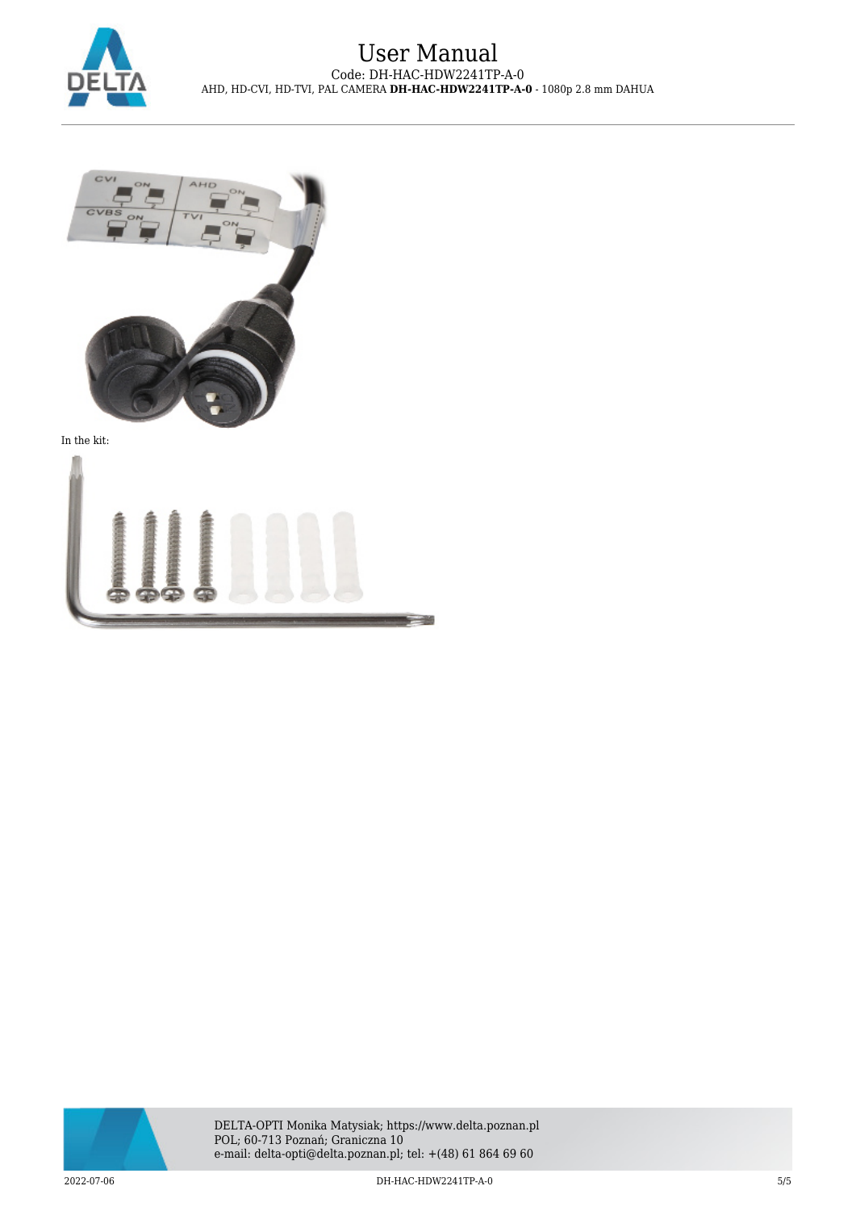In the kit: